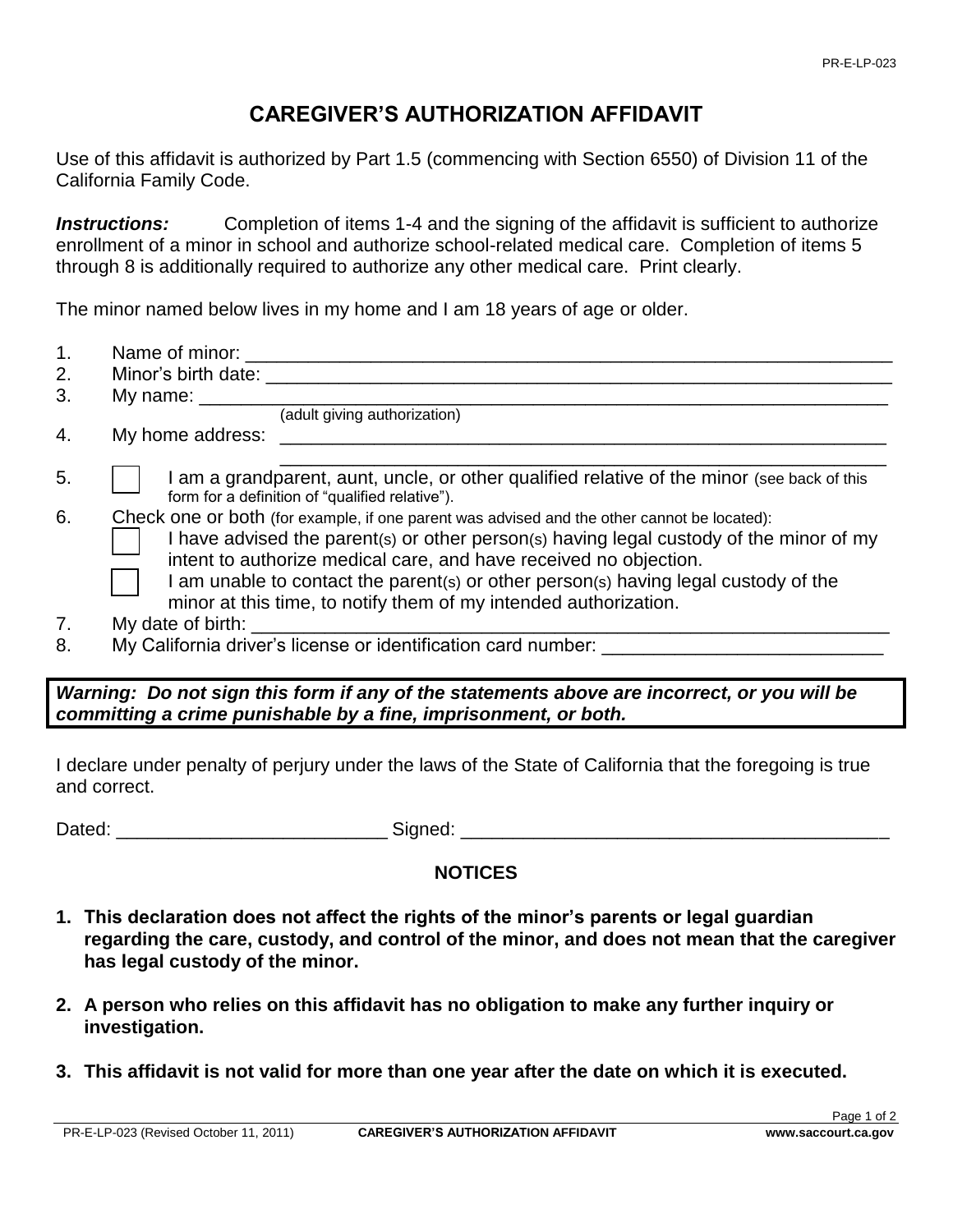# CAREGIVER'S AUTHORIZATION AFFIDAVIT

Use of this affidavit is authorized by Part 1.5 (commencing with Section 6550) of Division 11 of the California Family Code.

***Instructions:*** Completion of items 1-4 and the signing of the affidavit is sufficient to authorize enrollment of a minor in school and authorize school-related medical care. Completion of items 5 through 8 is additionally required to authorize any other medical care. Print clearly.

The minor named below lives in my home and I am 18 years of age or older.

1. Name of minor: ______________________________________________________________
2. Minor's birth date: ___________________________________________________________
3. My name: ___________________________________________________________________
   (adult giving authorization)
4. My home address: ____________________________________________________________
   ____________________________________________________________
5. ☐ I am a grandparent, aunt, uncle, or other qualified relative of the minor (see back of this form for a definition of "qualified relative").
6. Check one or both (for example, if one parent was advised and the other cannot be located):
   - ☐ I have advised the parent(s) or other person(s) having legal custody of the minor of my intent to authorize medical care, and have received no objection.
   - ☐ I am unable to contact the parent(s) or other person(s) having legal custody of the minor at this time, to notify them of my intended authorization.
7. My date of birth: ______________________________________________________________
8. My California driver's license or identification card number: ___________________________

***Warning: Do not sign this form if any of the statements above are incorrect, or you will be committing a crime punishable by a fine, imprisonment, or both.***

I declare under penalty of perjury under the laws of the State of California that the foregoing is true and correct.

Dated: __________________________ Signed: __________________________________________

## NOTICES

1. **This declaration does not affect the rights of the minor's parents or legal guardian regarding the care, custody, and control of the minor, and does not mean that the caregiver has legal custody of the minor.**
2. **A person who relies on this affidavit has no obligation to make any further inquiry or investigation.**
3. **This affidavit is not valid for more than one year after the date on which it is executed.**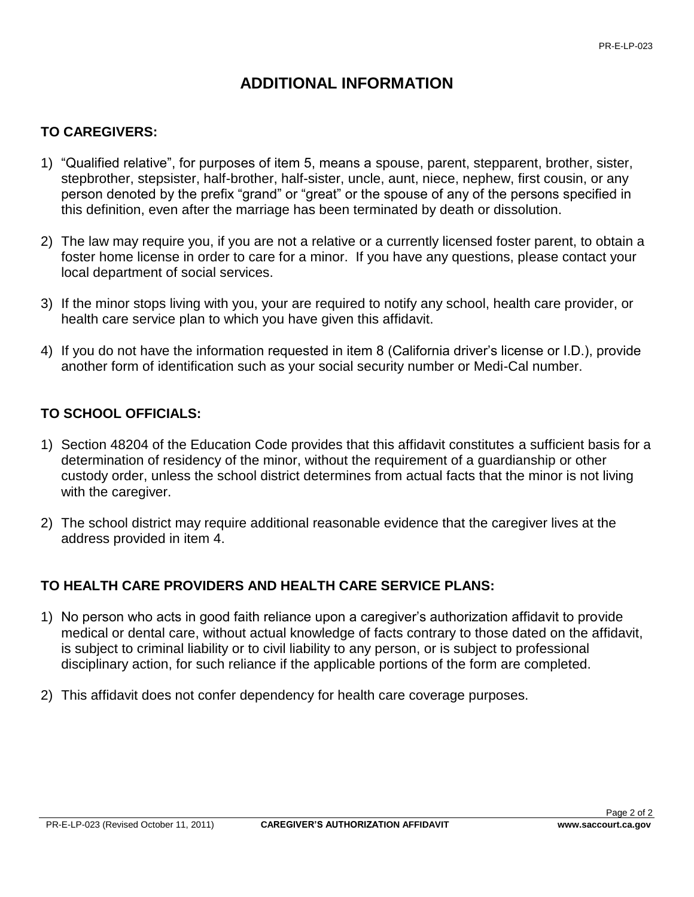# ADDITIONAL INFORMATION

## TO CAREGIVERS:

1) "Qualified relative", for purposes of item 5, means a spouse, parent, stepparent, brother, sister, stepbrother, stepsister, half-brother, half-sister, uncle, aunt, niece, nephew, first cousin, or any person denoted by the prefix "grand" or "great" or the spouse of any of the persons specified in this definition, even after the marriage has been terminated by death or dissolution.

2) The law may require you, if you are not a relative or a currently licensed foster parent, to obtain a foster home license in order to care for a minor. If you have any questions, please contact your local department of social services.

3) If the minor stops living with you, your are required to notify any school, health care provider, or health care service plan to which you have given this affidavit.

4) If you do not have the information requested in item 8 (California driver's license or I.D.), provide another form of identification such as your social security number or Medi-Cal number.

## TO SCHOOL OFFICIALS:

1) Section 48204 of the Education Code provides that this affidavit constitutes a sufficient basis for a determination of residency of the minor, without the requirement of a guardianship or other custody order, unless the school district determines from actual facts that the minor is not living with the caregiver.

2) The school district may require additional reasonable evidence that the caregiver lives at the address provided in item 4.

## TO HEALTH CARE PROVIDERS AND HEALTH CARE SERVICE PLANS:

1) No person who acts in good faith reliance upon a caregiver's authorization affidavit to provide medical or dental care, without actual knowledge of facts contrary to those dated on the affidavit, is subject to criminal liability or to civil liability to any person, or is subject to professional disciplinary action, for such reliance if the applicable portions of the form are completed.

2) This affidavit does not confer dependency for health care coverage purposes.